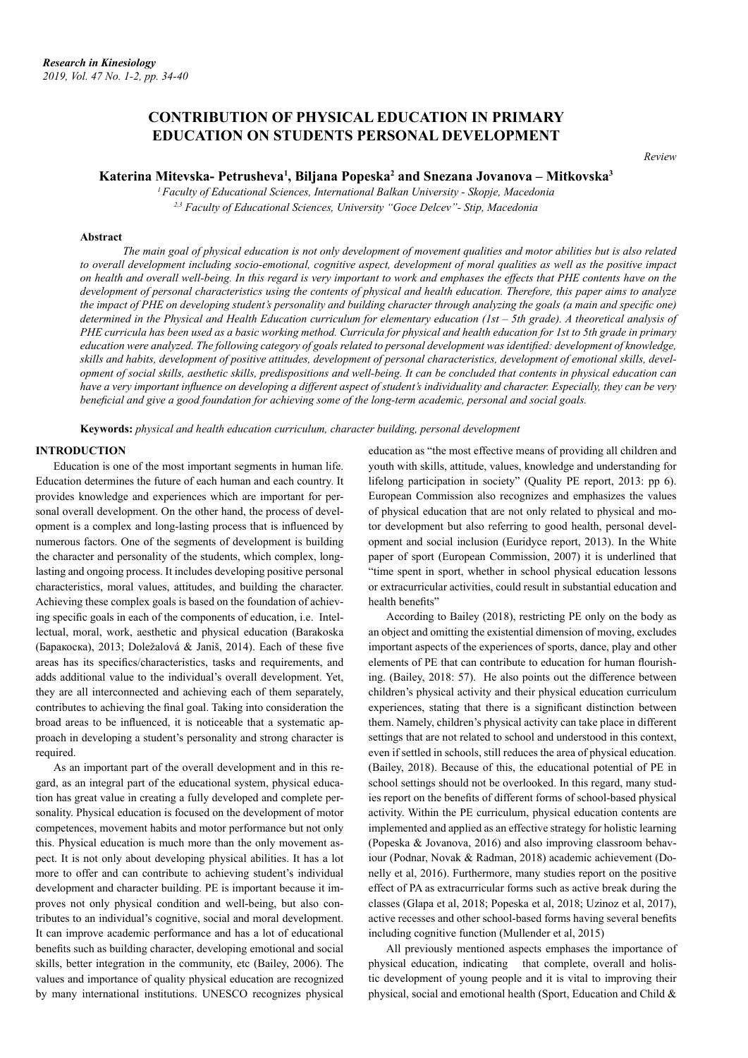# CONTRIBUTION OF PHYSICAL EDUCATION IN PRIMARY EDUCATION ON STUDENTS PERSONAL DEVELOPMENT

*Review*

**Katerina Mitevska- Petrusheva[1], Biljana Popeska[2] and Snezana Jovanova – Mitkovska[3]**

*[1] Faculty of Educational Sciences, International Balkan University - Skopje, Macedonia*
*[2,3] Faculty of Educational Sciences, University "Goce Delcev"- Stip, Macedonia*

**Abstract**

*The main goal of physical education is not only development of movement qualities and motor abilities but is also related to overall development including socio-emotional, cognitive aspect, development of moral qualities as well as the positive impact on health and overall well-being. In this regard is very important to work and emphases the effects that PHE contents have on the development of personal characteristics using the contents of physical and health education. Therefore, this paper aims to analyze the impact of PHE on developing student's personality and building character through analyzing the goals (a main and specific one) determined in the Physical and Health Education curriculum for elementary education (1st – 5th grade). A theoretical analysis of PHE curricula has been used as a basic working method. Curricula for physical and health education for 1st to 5th grade in primary education were analyzed. The following category of goals related to personal development was identified: development of knowledge, skills and habits, development of positive attitudes, development of personal characteristics, development of emotional skills, development of social skills, aesthetic skills, predispositions and well-being. It can be concluded that contents in physical education can have a very important influence on developing a different aspect of student's individuality and character. Especially, they can be very beneficial and give a good foundation for achieving some of the long-term academic, personal and social goals.*

**Keywords:** *physical and health education curriculum, character building, personal development*

## INTRODUCTION

Education is one of the most important segments in human life. Education determines the future of each human and each country. It provides knowledge and experiences which are important for personal overall development. On the other hand, the process of development is a complex and long-lasting process that is influenced by numerous factors. One of the segments of development is building the character and personality of the students, which complex, long-lasting and ongoing process. It includes developing positive personal characteristics, moral values, attitudes, and building the character. Achieving these complex goals is based on the foundation of achieving specific goals in each of the components of education, i.e. Intellectual, moral, work, aesthetic and physical education (Barakoska (Баракоска), 2013; Doležalová & Janiš, 2014). Each of these five areas has its specifics/characteristics, tasks and requirements, and adds additional value to the individual's overall development. Yet, they are all interconnected and achieving each of them separately, contributes to achieving the final goal. Taking into consideration the broad areas to be influenced, it is noticeable that a systematic approach in developing a student's personality and strong character is required.

As an important part of the overall development and in this regard, as an integral part of the educational system, physical education has great value in creating a fully developed and complete personality. Physical education is focused on the development of motor competences, movement habits and motor performance but not only this. Physical education is much more than the only movement aspect. It is not only about developing physical abilities. It has a lot more to offer and can contribute to achieving student's individual development and character building. PE is important because it improves not only physical condition and well-being, but also contributes to an individual's cognitive, social and moral development. It can improve academic performance and has a lot of educational benefits such as building character, developing emotional and social skills, better integration in the community, etc (Bailey, 2006). The values and importance of quality physical education are recognized by many international institutions. UNESCO recognizes physical education as "the most effective means of providing all children and youth with skills, attitude, values, knowledge and understanding for lifelong participation in society" (Quality PE report, 2013: pp 6). European Commission also recognizes and emphasizes the values of physical education that are not only related to physical and motor development but also referring to good health, personal development and social inclusion (Euridyce report, 2013). In the White paper of sport (European Commission, 2007) it is underlined that "time spent in sport, whether in school physical education lessons or extracurricular activities, could result in substantial education and health benefits"

According to Bailey (2018), restricting PE only on the body as an object and omitting the existential dimension of moving, excludes important aspects of the experiences of sports, dance, play and other elements of PE that can contribute to education for human flourishing. (Bailey, 2018: 57). He also points out the difference between children's physical activity and their physical education curriculum experiences, stating that there is a significant distinction between them. Namely, children's physical activity can take place in different settings that are not related to school and understood in this context, even if settled in schools, still reduces the area of physical education. (Bailey, 2018). Because of this, the educational potential of PE in school settings should not be overlooked. In this regard, many studies report on the benefits of different forms of school-based physical activity. Within the PE curriculum, physical education contents are implemented and applied as an effective strategy for holistic learning (Popeska & Jovanova, 2016) and also improving classroom behaviour (Podnar, Novak & Radman, 2018) academic achievement (Donelly et al, 2016). Furthermore, many studies report on the positive effect of PA as extracurricular forms such as active break during the classes (Glapa et al, 2018; Popeska et al, 2018; Uzinoz et al, 2017), active recesses and other school-based forms having several benefits including cognitive function (Mullender et al, 2015)

All previously mentioned aspects emphases the importance of physical education, indicating that complete, overall and holistic development of young people and it is vital to improving their physical, social and emotional health (Sport, Education and Child &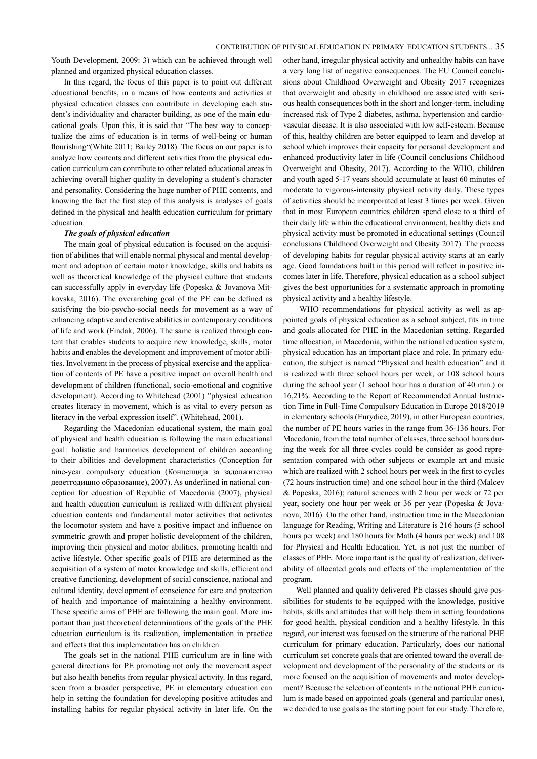Youth Development, 2009: 3) which can be achieved through well planned and organized physical education classes.

In this regard, the focus of this paper is to point out different educational benefits, in a means of how contents and activities at physical education classes can contribute in developing each student's individuality and character building, as one of the main educational goals. Upon this, it is said that "The best way to conceptualize the aims of education is in terms of well-being or human flourishing"(White 2011; Bailey 2018). The focus on our paper is to analyze how contents and different activities from the physical education curriculum can contribute to other related educational areas in achieving overall higher quality in developing a student's character and personality. Considering the huge number of PHE contents, and knowing the fact the first step of this analysis is analyses of goals defined in the physical and health education curriculum for primary education.

***The goals of physical education***

The main goal of physical education is focused on the acquisition of abilities that will enable normal physical and mental development and adoption of certain motor knowledge, skills and habits as well as theoretical knowledge of the physical culture that students can successfully apply in everyday life (Popeska & Jovanova Mitkovska, 2016). The overarching goal of the PE can be defined as satisfying the bio-psycho-social needs for movement as a way of enhancing adaptive and creative abilities in contemporary conditions of life and work (Findak, 2006). The same is realized through content that enables students to acquire new knowledge, skills, motor habits and enables the development and improvement of motor abilities. Involvement in the process of physical exercise and the application of contents of PE have a positive impact on overall health and development of children (functional, socio-emotional and cognitive development). According to Whitehead (2001) "physical education creates literacy in movement, which is as vital to every person as literacy in the verbal expression itself". (Whitehead, 2001).

Regarding the Macedonian educational system, the main goal of physical and health education is following the main educational goal: holistic and harmonies development of children according to their abilities and development characteristics (Conception for nine-year compulsory education (Концепција за задолжително деветгодишно образование), 2007). As underlined in national conception for education of Republic of Macedonia (2007), physical and health education curriculum is realized with different physical education contents and fundamental motor activities that activates the locomotor system and have a positive impact and influence on symmetric growth and proper holistic development of the children, improving their physical and motor abilities, promoting health and active lifestyle. Other specific goals of PHE are determined as the acquisition of a system of motor knowledge and skills, efficient and creative functioning, development of social conscience, national and cultural identity, development of conscience for care and protection of health and importance of maintaining a healthy environment. These specific aims of PHE are following the main goal. More important than just theoretical determinations of the goals of the PHE education curriculum is its realization, implementation in practice and effects that this implementation has on children.

The goals set in the national PHE curriculum are in line with general directions for PE promoting not only the movement aspect but also health benefits from regular physical activity. In this regard, seen from a broader perspective, PE in elementary education can help in setting the foundation for developing positive attitudes and installing habits for regular physical activity in later life. On the other hand, irregular physical activity and unhealthy habits can have a very long list of negative consequences. The EU Council conclusions about Childhood Overweight and Obesity 2017 recognizes that overweight and obesity in childhood are associated with serious health consequences both in the short and longer-term, including increased risk of Type 2 diabetes, asthma, hypertension and cardiovascular disease. It is also associated with low self-esteem. Because of this, healthy children are better equipped to learn and develop at school which improves their capacity for personal development and enhanced productivity later in life (Council conclusions Childhood Overweight and Obesity, 2017). According to the WHO, children and youth aged 5-17 years should accumulate at least 60 minutes of moderate to vigorous-intensity physical activity daily. These types of activities should be incorporated at least 3 times per week. Given that in most European countries children spend close to a third of their daily life within the educational environment, healthy diets and physical activity must be promoted in educational settings (Council conclusions Childhood Overweight and Obesity 2017). The process of developing habits for regular physical activity starts at an early age. Good foundations built in this period will reflect in positive incomes later in life. Therefore, physical education as a school subject gives the best opportunities for a systematic approach in promoting physical activity and a healthy lifestyle.

WHO recommendations for physical activity as well as appointed goals of physical education as a school subject, fits in time and goals allocated for PHE in the Macedonian setting. Regarded time allocation, in Macedonia, within the national education system, physical education has an important place and role. In primary education, the subject is named "Physical and health education" and it is realized with three school hours per week, or 108 school hours during the school year (1 school hour has a duration of 40 min.) or 16,21%. According to the Report of Recommended Annual Instruction Time in Full-Time Compulsory Education in Europe 2018/2019 in elementary schools (Eurydice, 2019), in other European countries, the number of PE hours varies in the range from 36-136 hours. For Macedonia, from the total number of classes, three school hours during the week for all three cycles could be consider as good representation compared with other subjects or example art and music which are realized with 2 school hours per week in the first to cycles (72 hours instruction time) and one school hour in the third (Malcev & Popeska, 2016); natural sciences with 2 hour per week or 72 per year, society one hour per week or 36 per year (Popeska & Jovanova, 2016). On the other hand, instruction time in the Macedonian language for Reading, Writing and Literature is 216 hours (5 school hours per week) and 180 hours for Math (4 hours per week) and 108 for Physical and Health Education. Yet, is not just the number of classes of PHE. More important is the quality of realization, deliverability of allocated goals and effects of the implementation of the program.

Well planned and quality delivered PE classes should give possibilities for students to be equipped with the knowledge, positive habits, skills and attitudes that will help them in setting foundations for good health, physical condition and a healthy lifestyle. In this regard, our interest was focused on the structure of the national PHE curriculum for primary education. Particularly, does our national curriculum set concrete goals that are oriented toward the overall development and development of the personality of the students or its more focused on the acquisition of movements and motor development? Because the selection of contents in the national PHE curriculum is made based on appointed goals (general and particular ones), we decided to use goals as the starting point for our study. Therefore,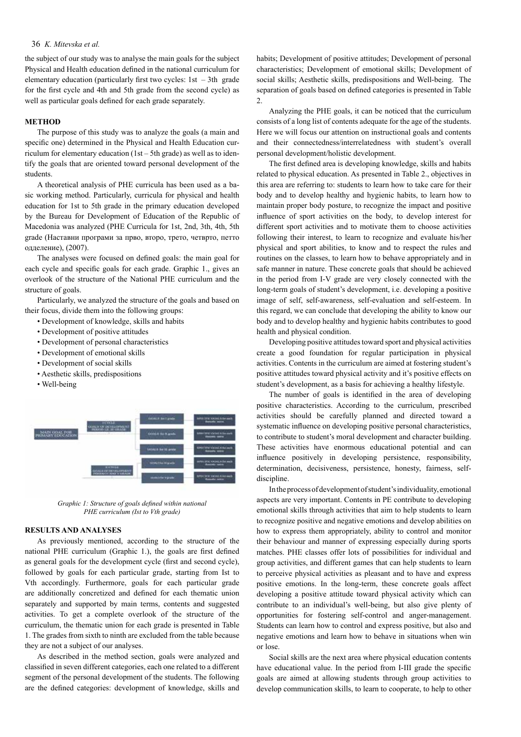the subject of our study was to analyse the main goals for the subject Physical and Health education defined in the national curriculum for elementary education (particularly first two cycles: 1st – 3th grade for the first cycle and 4th and 5th grade from the second cycle) as well as particular goals defined for each grade separately.

## METHOD

The purpose of this study was to analyze the goals (a main and specific one) determined in the Physical and Health Education curriculum for elementary education (1st – 5th grade) as well as to identify the goals that are oriented toward personal development of the students.

A theoretical analysis of PHE curricula has been used as a basic working method. Particularly, curricula for physical and health education for 1st to 5th grade in the primary education developed by the Bureau for Development of Education of the Republic of Macedonia was analyzed (PHE Curricula for 1st, 2nd, 3th, 4th, 5th grade (Наставни програми за прво, второ, трето, четврто, петто одделение), (2007).

The analyses were focused on defined goals: the main goal for each cycle and specific goals for each grade. Graphic 1., gives an overlook of the structure of the National PHE curriculum and the structure of goals.

Particularly, we analyzed the structure of the goals and based on their focus, divide them into the following groups:

- Development of knowledge, skills and habits
- Development of positive attitudes
- Development of personal characteristics
- Development of emotional skills
- Development of social skills
- Aesthetic skills, predispositions
- Well-being

*Graphic 1: Structure of goals defined within national PHE curriculum (Ist to Vth grade)*

## RESULTS AND ANALYSES

As previously mentioned, according to the structure of the national PHE curriculum (Graphic 1.), the goals are first defined as general goals for the development cycle (first and second cycle), followed by goals for each particular grade, starting from Ist to Vth accordingly. Furthermore, goals for each particular grade are additionally concretized and defined for each thematic union separately and supported by main terms, contents and suggested activities. To get a complete overlook of the structure of the curriculum, the thematic union for each grade is presented in Table 1. The grades from sixth to ninth are excluded from the table because they are not a subject of our analyses.

As described in the method section, goals were analyzed and classified in seven different categories, each one related to a different segment of the personal development of the students. The following are the defined categories: development of knowledge, skills and habits; Development of positive attitudes; Development of personal characteristics; Development of emotional skills; Development of social skills; Aesthetic skills, predispositions and Well-being. The separation of goals based on defined categories is presented in Table 2.

Analyzing the PHE goals, it can be noticed that the curriculum consists of a long list of contents adequate for the age of the students. Here we will focus our attention on instructional goals and contents and their connectedness/interrelatedness with student's overall personal development/holistic development.

The first defined area is developing knowledge, skills and habits related to physical education. As presented in Table 2., objectives in this area are referring to: students to learn how to take care for their body and to develop healthy and hygienic habits, to learn how to maintain proper body posture, to recognize the impact and positive influence of sport activities on the body, to develop interest for different sport activities and to motivate them to choose activities following their interest, to learn to recognize and evaluate his/her physical and sport abilities, to know and to respect the rules and routines on the classes, to learn how to behave appropriately and in safe manner in nature. These concrete goals that should be achieved in the period from I-V grade are very closely connected with the long-term goals of student's development, i.e. developing a positive image of self, self-awareness, self-evaluation and self-esteem. In this regard, we can conclude that developing the ability to know our body and to develop healthy and hygienic habits contributes to good health and physical condition.

Developing positive attitudes toward sport and physical activities create a good foundation for regular participation in physical activities. Contents in the curriculum are aimed at fostering student's positive attitudes toward physical activity and it's positive effects on student's development, as a basis for achieving a healthy lifestyle.

The number of goals is identified in the area of developing positive characteristics. According to the curriculum, prescribed activities should be carefully planned and directed toward a systematic influence on developing positive personal characteristics, to contribute to student's moral development and character building. These activities have enormous educational potential and can influence positively in developing persistence, responsibility, determination, decisiveness, persistence, honesty, fairness, self-discipline.

In the process of development of student's individuality, emotional aspects are very important. Contents in PE contribute to developing emotional skills through activities that aim to help students to learn to recognize positive and negative emotions and develop abilities on how to express them appropriately, ability to control and monitor their behaviour and manner of expressing especially during sports matches. PHE classes offer lots of possibilities for individual and group activities, and different games that can help students to learn to perceive physical activities as pleasant and to have and express positive emotions. In the long-term, these concrete goals affect developing a positive attitude toward physical activity which can contribute to an individual's well-being, but also give plenty of opportunities for fostering self-control and anger-management. Students can learn how to control and express positive, but also and negative emotions and learn how to behave in situations when win or lose.

Social skills are the next area where physical education contents have educational value. In the period from I-III grade the specific goals are aimed at allowing students through group activities to develop communication skills, to learn to cooperate, to help to other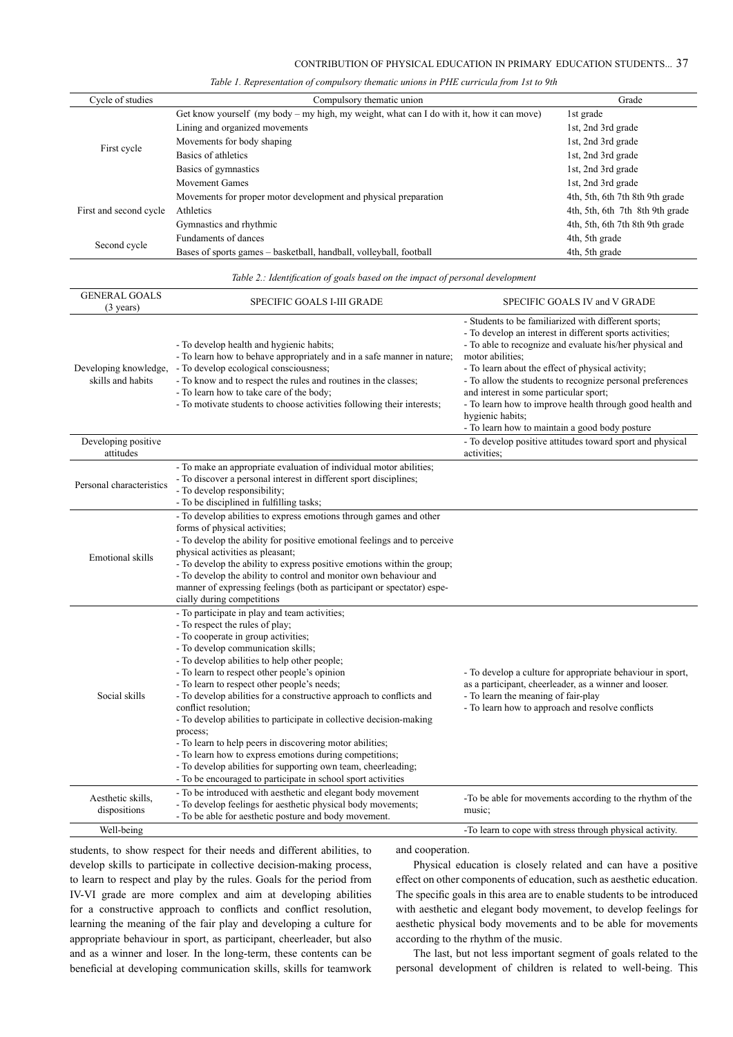*Table 1. Representation of compulsory thematic unions in PHE curricula from 1st to 9th*

| Cycle of studies | Compulsory thematic union | Grade |
|---|---|---|
| First cycle | Get know yourself (my body – my high, my weight, what can I do with it, how it can move) | 1st grade |
| | Lining and organized movements | 1st, 2nd 3rd grade |
| | Movements for body shaping | 1st, 2nd 3rd grade |
| | Basics of athletics | 1st, 2nd 3rd grade |
| | Basics of gymnastics | 1st, 2nd 3rd grade |
| | Movement Games | 1st, 2nd 3rd grade |
| First and second cycle | Movements for proper motor development and physical preparation | 4th, 5th, 6th 7th 8th 9th grade |
| | Athletics | 4th, 5th, 6th 7th 8th 9th grade |
| | Gymnastics and rhythmic | 4th, 5th, 6th 7th 8th 9th grade |
| Second cycle | Fundaments of dances | 4th, 5th grade |
| | Bases of sports games – basketball, handball, volleyball, football | 4th, 5th grade |

*Table 2.: Identification of goals based on the impact of personal development*

| GENERAL GOALS (3 years) | SPECIFIC GOALS I-III GRADE | SPECIFIC GOALS IV and V GRADE |
|---|---|---|
| Developing knowledge, skills and habits | - To develop health and hygienic habits;<br>- To learn how to behave appropriately and in a safe manner in nature;<br>- To develop ecological consciousness;<br>- To know and to respect the rules and routines in the classes;<br>- To learn how to take care of the body;<br>- To motivate students to choose activities following their interests; | - Students to be familiarized with different sports;<br>- To develop an interest in different sports activities;<br>- To able to recognize and evaluate his/her physical and motor abilities;<br>- To learn about the effect of physical activity;<br>- To allow the students to recognize personal preferences and interest in some particular sport;<br>- To learn how to improve health through good health and hygienic habits;<br>- To learn how to maintain a good body posture |
| Developing positive attitudes | | - To develop positive attitudes toward sport and physical activities; |
| Personal characteristics | - To make an appropriate evaluation of individual motor abilities;<br>- To discover a personal interest in different sport disciplines;<br>- To develop responsibility;<br>- To be disciplined in fulfilling tasks; | |
| Emotional skills | - To develop abilities to express emotions through games and other forms of physical activities;<br>- To develop the ability for positive emotional feelings and to perceive physical activities as pleasant;<br>- To develop the ability to express positive emotions within the group;<br>- To develop the ability to control and monitor own behaviour and manner of expressing feelings (both as participant or spectator) especially during competitions | |
| Social skills | - To participate in play and team activities;<br>- To respect the rules of play;<br>- To cooperate in group activities;<br>- To develop communication skills;<br>- To develop abilities to help other people;<br>- To learn to respect other people's opinion<br>- To learn to respect other people's needs;<br>- To develop abilities for a constructive approach to conflicts and conflict resolution;<br>- To develop abilities to participate in collective decision-making process;<br>- To learn to help peers in discovering motor abilities;<br>- To learn how to express emotions during competitions;<br>- To develop abilities for supporting own team, cheerleading;<br>- To be encouraged to participate in school sport activities | - To develop a culture for appropriate behaviour in sport, as a participant, cheerleader, as a winner and looser.<br>- To learn the meaning of fair-play<br>- To learn how to approach and resolve conflicts |
| Aesthetic skills, dispositions | - To be introduced with aesthetic and elegant body movement<br>- To develop feelings for aesthetic physical body movements;<br>- To be able for aesthetic posture and body movement. | -To be able for movements according to the rhythm of the music; |
| Well-being | | -To learn to cope with stress through physical activity. |

students, to show respect for their needs and different abilities, to develop skills to participate in collective decision-making process, to learn to respect and play by the rules. Goals for the period from IV-VI grade are more complex and aim at developing abilities for a constructive approach to conflicts and conflict resolution, learning the meaning of the fair play and developing a culture for appropriate behaviour in sport, as participant, cheerleader, but also and as a winner and loser. In the long-term, these contents can be beneficial at developing communication skills, skills for teamwork and cooperation.

Physical education is closely related and can have a positive effect on other components of education, such as aesthetic education. The specific goals in this area are to enable students to be introduced with aesthetic and elegant body movement, to develop feelings for aesthetic physical body movements and to be able for movements according to the rhythm of the music.

The last, but not less important segment of goals related to the personal development of children is related to well-being. This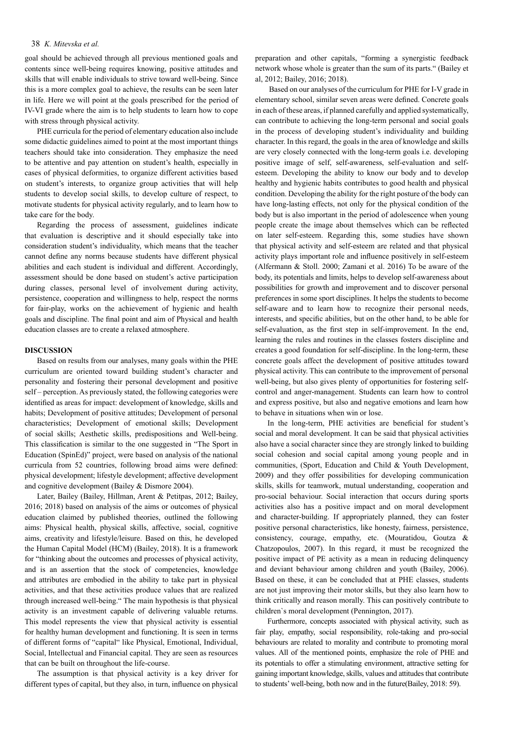goal should be achieved through all previous mentioned goals and contents since well-being requires knowing, positive attitudes and skills that will enable individuals to strive toward well-being. Since this is a more complex goal to achieve, the results can be seen later in life. Here we will point at the goals prescribed for the period of IV-VI grade where the aim is to help students to learn how to cope with stress through physical activity.

PHE curricula for the period of elementary education also include some didactic guidelines aimed to point at the most important things teachers should take into consideration. They emphasize the need to be attentive and pay attention on student's health, especially in cases of physical deformities, to organize different activities based on student's interests, to organize group activities that will help students to develop social skills, to develop culture of respect, to motivate students for physical activity regularly, and to learn how to take care for the body.

Regarding the process of assessment, guidelines indicate that evaluation is descriptive and it should especially take into consideration student's individuality, which means that the teacher cannot define any norms because students have different physical abilities and each student is individual and different. Accordingly, assessment should be done based on student's active participation during classes, personal level of involvement during activity, persistence, cooperation and willingness to help, respect the norms for fair-play, works on the achievement of hygienic and health goals and discipline. The final point and aim of Physical and health education classes are to create a relaxed atmosphere.

## DISCUSSION

Based on results from our analyses, many goals within the PHE curriculum are oriented toward building student's character and personality and fostering their personal development and positive self – perception. As previously stated, the following categories were identified as areas for impact: development of knowledge, skills and habits; Development of positive attitudes; Development of personal characteristics; Development of emotional skills; Development of social skills; Aesthetic skills, predispositions and Well-being. This classification is similar to the one suggested in "The Sport in Education (SpinEd)" project, were based on analysis of the national curricula from 52 countries, following broad aims were defined: physical development; lifestyle development; affective development and cognitive development (Bailey & Dismore 2004).

Later, Bailey (Bailey, Hillman, Arent & Petitpas, 2012; Bailey, 2016; 2018) based on analysis of the aims or outcomes of physical education claimed by published theories, outlined the following aims: Physical health, physical skills, affective, social, cognitive aims, creativity and lifestyle/leisure. Based on this, he developed the Human Capital Model (HCM) (Bailey, 2018). It is a framework for "thinking about the outcomes and processes of physical activity, and is an assertion that the stock of competencies, knowledge and attributes are embodied in the ability to take part in physical activities, and that these activities produce values that are realized through increased well-being." The main hypothesis is that physical activity is an investment capable of delivering valuable returns. This model represents the view that physical activity is essential for healthy human development and functioning. It is seen in terms of different forms of "capital" like Physical, Emotional, Individual, Social, Intellectual and Financial capital. They are seen as resources that can be built on throughout the life-course.

The assumption is that physical activity is a key driver for different types of capital, but they also, in turn, influence on physical preparation and other capitals, "forming a synergistic feedback network whose whole is greater than the sum of its parts." (Bailey et al, 2012; Bailey, 2016; 2018).

Based on our analyses of the curriculum for PHE for I-V grade in elementary school, similar seven areas were defined. Concrete goals in each of these areas, if planned carefully and applied systematically, can contribute to achieving the long-term personal and social goals in the process of developing student's individuality and building character. In this regard, the goals in the area of knowledge and skills are very closely connected with the long-term goals i.e. developing positive image of self, self-awareness, self-evaluation and self-esteem. Developing the ability to know our body and to develop healthy and hygienic habits contributes to good health and physical condition. Developing the ability for the right posture of the body can have long-lasting effects, not only for the physical condition of the body but is also important in the period of adolescence when young people create the image about themselves which can be reflected on later self-esteem. Regarding this, some studies have shown that physical activity and self-esteem are related and that physical activity plays important role and influence positively in self-esteem (Alfermann & Stoll. 2000; Zamani et al. 2016) To be aware of the body, its potentials and limits, helps to develop self-awareness about possibilities for growth and improvement and to discover personal preferences in some sport disciplines. It helps the students to become self-aware and to learn how to recognize their personal needs, interests, and specific abilities, but on the other hand, to be able for self-evaluation, as the first step in self-improvement. In the end, learning the rules and routines in the classes fosters discipline and creates a good foundation for self-discipline. In the long-term, these concrete goals affect the development of positive attitudes toward physical activity. This can contribute to the improvement of personal well-being, but also gives plenty of opportunities for fostering self-control and anger-management. Students can learn how to control and express positive, but also and negative emotions and learn how to behave in situations when win or lose.

In the long-term, PHE activities are beneficial for student's social and moral development. It can be said that physical activities also have a social character since they are strongly linked to building social cohesion and social capital among young people and in communities, (Sport, Education and Child & Youth Development, 2009) and they offer possibilities for developing communication skills, skills for teamwork, mutual understanding, cooperation and pro-social behaviour. Social interaction that occurs during sports activities also has a positive impact and on moral development and character-building. If appropriately planned, they can foster positive personal characteristics, like honesty, fairness, persistence, consistency, courage, empathy, etc. (Mouratidou, Goutza & Chatzopoulos, 2007). In this regard, it must be recognized the positive impact of PE activity as a mean in reducing delinquency and deviant behaviour among children and youth (Bailey, 2006). Based on these, it can be concluded that at PHE classes, students are not just improving their motor skills, but they also learn how to think critically and reason morally. This can positively contribute to children`s moral development (Pennington, 2017).

Furthermore, concepts associated with physical activity, such as fair play, empathy, social responsibility, role-taking and pro-social behaviours are related to morality and contribute to promoting moral values. All of the mentioned points, emphasize the role of PHE and its potentials to offer a stimulating environment, attractive setting for gaining important knowledge, skills, values and attitudes that contribute to students' well-being, both now and in the future(Bailey, 2018: 59).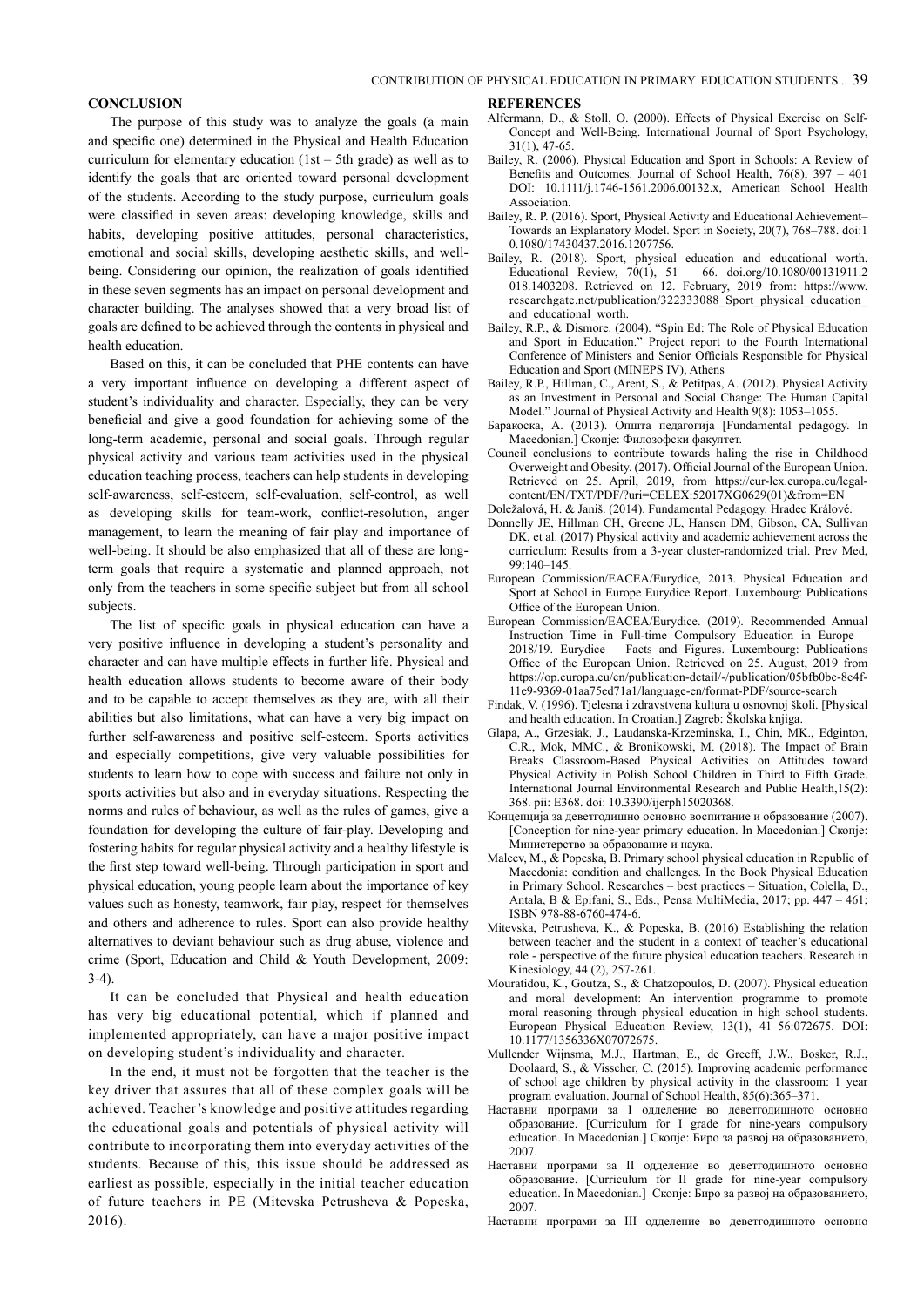## CONCLUSION

The purpose of this study was to analyze the goals (a main and specific one) determined in the Physical and Health Education curriculum for elementary education (1st – 5th grade) as well as to identify the goals that are oriented toward personal development of the students. According to the study purpose, curriculum goals were classified in seven areas: developing knowledge, skills and habits, developing positive attitudes, personal characteristics, emotional and social skills, developing aesthetic skills, and well-being. Considering our opinion, the realization of goals identified in these seven segments has an impact on personal development and character building. The analyses showed that a very broad list of goals are defined to be achieved through the contents in physical and health education.

Based on this, it can be concluded that PHE contents can have a very important influence on developing a different aspect of student's individuality and character. Especially, they can be very beneficial and give a good foundation for achieving some of the long-term academic, personal and social goals. Through regular physical activity and various team activities used in the physical education teaching process, teachers can help students in developing self-awareness, self-esteem, self-evaluation, self-control, as well as developing skills for team-work, conflict-resolution, anger management, to learn the meaning of fair play and importance of well-being. It should be also emphasized that all of these are long-term goals that require a systematic and planned approach, not only from the teachers in some specific subject but from all school subjects.

The list of specific goals in physical education can have a very positive influence in developing a student's personality and character and can have multiple effects in further life. Physical and health education allows students to become aware of their body and to be capable to accept themselves as they are, with all their abilities but also limitations, what can have a very big impact on further self-awareness and positive self-esteem. Sports activities and especially competitions, give very valuable possibilities for students to learn how to cope with success and failure not only in sports activities but also and in everyday situations. Respecting the norms and rules of behaviour, as well as the rules of games, give a foundation for developing the culture of fair-play. Developing and fostering habits for regular physical activity and a healthy lifestyle is the first step toward well-being. Through participation in sport and physical education, young people learn about the importance of key values such as honesty, teamwork, fair play, respect for themselves and others and adherence to rules. Sport can also provide healthy alternatives to deviant behaviour such as drug abuse, violence and crime (Sport, Education and Child & Youth Development, 2009: 3-4).

It can be concluded that Physical and health education has very big educational potential, which if planned and implemented appropriately, can have a major positive impact on developing student's individuality and character.

In the end, it must not be forgotten that the teacher is the key driver that assures that all of these complex goals will be achieved. Teacher's knowledge and positive attitudes regarding the educational goals and potentials of physical activity will contribute to incorporating them into everyday activities of the students. Because of this, this issue should be addressed as earliest as possible, especially in the initial teacher education of future teachers in PE (Mitevska Petrusheva & Popeska, 2016).

## REFERENCES

Alfermann, D., & Stoll, O. (2000). Effects of Physical Exercise on Self-Concept and Well-Being. International Journal of Sport Psychology, 31(1), 47-65.

Bailey, R. (2006). Physical Education and Sport in Schools: A Review of Benefits and Outcomes. Journal of School Health, 76(8), 397 – 401 DOI: 10.1111/j.1746-1561.2006.00132.x, American School Health Association.

Bailey, R. P. (2016). Sport, Physical Activity and Educational Achievement–Towards an Explanatory Model. Sport in Society, 20(7), 768–788. doi:10.1080/17430437.2016.1207756.

Bailey, R. (2018). Sport, physical education and educational worth. Educational Review, 70(1), 51 – 66. doi.org/10.1080/00131911.2018.1403208. Retrieved on 12. February, 2019 from: https://www.researchgate.net/publication/322333088_Sport_physical_education_and_educational_worth.

Bailey, R.P., & Dismore. (2004). "Spin Ed: The Role of Physical Education and Sport in Education." Project report to the Fourth International Conference of Ministers and Senior Officials Responsible for Physical Education and Sport (MINEPS IV), Athens

Bailey, R.P., Hillman, C., Arent, S., & Petitpas, A. (2012). Physical Activity as an Investment in Personal and Social Change: The Human Capital Model." Journal of Physical Activity and Health 9(8): 1053–1055.

Баракоска, А. (2013). Општа педагогија [Fundamental pedagogy. In Macedonian.] Скопје: Филозофски факултет.

Council conclusions to contribute towards haling the rise in Childhood Overweight and Obesity. (2017). Official Journal of the European Union. Retrieved on 25. April, 2019, from https://eur-lex.europa.eu/legal-content/EN/TXT/PDF/?uri=CELEX:52017XG0629(01)&from=EN

Doležalová, H. & Janiš. (2014). Fundamental Pedagogy. Hradec Králové.

Donnelly JE, Hillman CH, Greene JL, Hansen DM, Gibson, CA, Sullivan DK, et al. (2017) Physical activity and academic achievement across the curriculum: Results from a 3-year cluster-randomized trial. Prev Med, 99:140–145.

European Commission/EACEA/Eurydice, 2013. Physical Education and Sport at School in Europe Eurydice Report. Luxembourg: Publications Office of the European Union.

European Commission/EACEA/Eurydice. (2019). Recommended Annual Instruction Time in Full-time Compulsory Education in Europe – 2018/19. Eurydice – Facts and Figures. Luxembourg: Publications Office of the European Union. Retrieved on 25. August, 2019 from https://op.europa.eu/en/publication-detail/-/publication/05bfb0bc-8e4f-11e9-9369-01aa75ed71a1/language-en/format-PDF/source-search

Findak, V. (1996). Tjelesna i zdravstvena kultura u osnovnoj školi. [Physical and health education. In Croatian.] Zagreb: Školska knjiga.

Glapa, A., Grzesiak, J., Laudanska-Krzeminska, I., Chin, MK., Edginton, C.R., Mok, MMC., & Bronikowski, M. (2018). The Impact of Brain Breaks Classroom-Based Physical Activities on Attitudes toward Physical Activity in Polish School Children in Third to Fifth Grade. International Journal Environmental Research and Public Health,15(2): 368. pii: E368. doi: 10.3390/ijerph15020368.

Концепција за деветгодишно основно воспитание и образование (2007). [Conception for nine-year primary education. In Macedonian.] Скопје: Министерство за образование и наука.

Malcev, M., & Popeska, B. Primary school physical education in Republic of Macedonia: condition and challenges. In the Book Physical Education in Primary School. Researches – best practices – Situation, Colella, D., Antala, B & Epifani, S., Eds.; Pensa MultiMedia, 2017; pp. 447 – 461; ISBN 978-88-6760-474-6.

Mitevska, Petrusheva, K., & Popeska, B. (2016) Establishing the relation between teacher and the student in a context of teacher's educational role - perspective of the future physical education teachers. Research in Kinesiology, 44 (2), 257-261.

Mouratidou, K., Goutza, S., & Chatzopoulos, D. (2007). Physical education and moral development: An intervention programme to promote moral reasoning through physical education in high school students. European Physical Education Review, 13(1), 41–56:072675. DOI: 10.1177/1356336X07072675.

Mullender Wijnsma, M.J., Hartman, E., de Greeff, J.W., Bosker, R.J., Doolaard, S., & Visscher, C. (2015). Improving academic performance of school age children by physical activity in the classroom: 1 year program evaluation. Journal of School Health, 85(6):365–371.

Наставни програми за I одделение во деветгодишното основно образование. [Curriculum for I grade for nine-years compulsory education. In Macedonian.] Скопје: Биро за развој на образованието, 2007.

Наставни програми за II одделение во деветгодишното основно образование. [Curriculum for II grade for nine-year compulsory education. In Macedonian.] Скопје: Биро за развој на образованието, 2007.

Наставни програми за III одделение во деветгодишното основно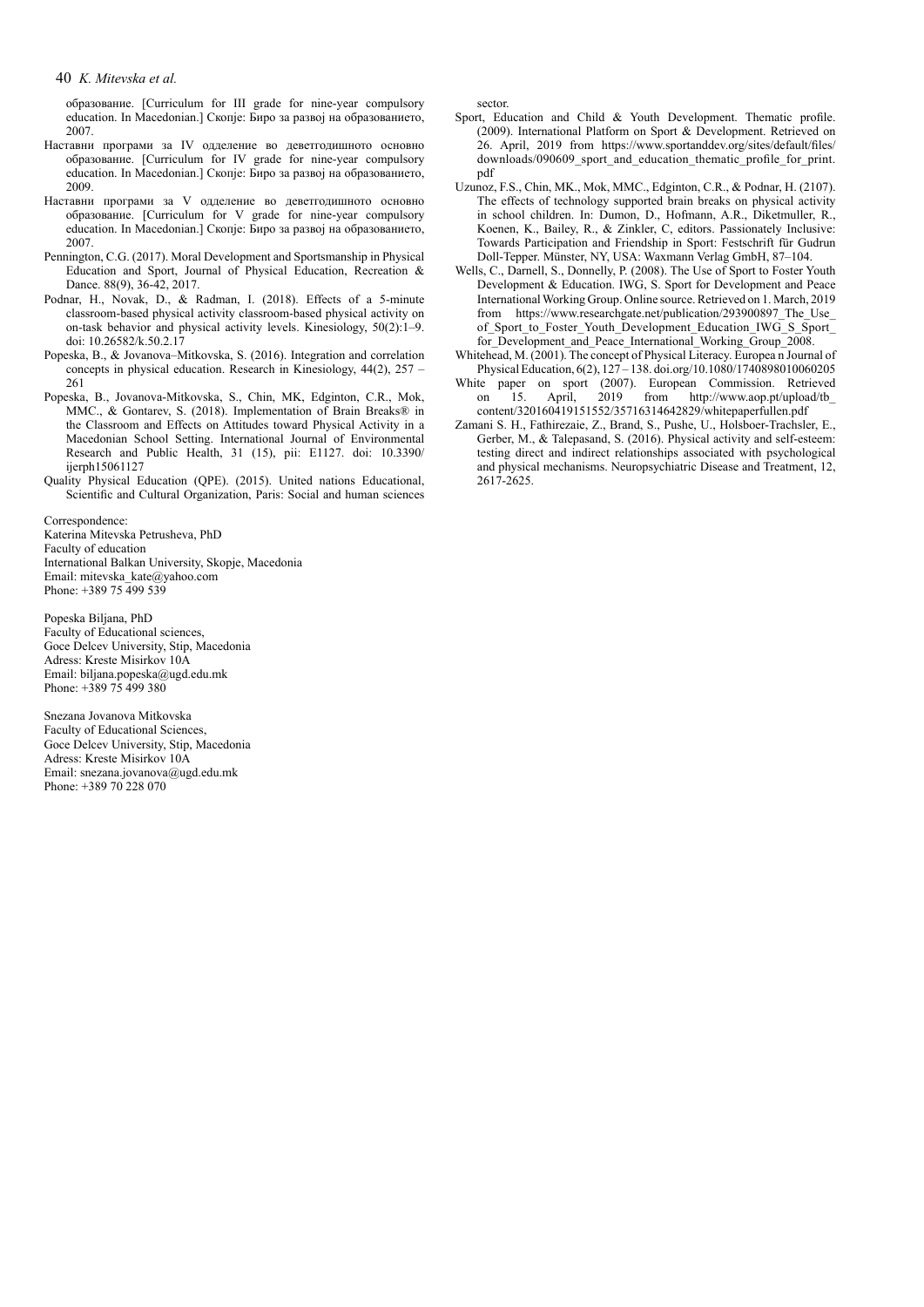образование. [Curriculum for III grade for nine-year compulsory education. In Macedonian.] Скопје: Биро за развој на образованието, 2007.

Наставни програми за IV одделение во деветгодишното основно образование. [Curriculum for IV grade for nine-year compulsory education. In Macedonian.] Скопје: Биро за развој на образованието, 2009.

Наставни програми за V одделение во деветгодишното основно образование. [Curriculum for V grade for nine-year compulsory education. In Macedonian.] Скопје: Биро за развој на образованието, 2007.

Pennington, C.G. (2017). Moral Development and Sportsmanship in Physical Education and Sport, Journal of Physical Education, Recreation & Dance. 88(9), 36-42, 2017.

Podnar, H., Novak, D., & Radman, I. (2018). Effects of a 5-minute classroom-based physical activity classroom-based physical activity on on-task behavior and physical activity levels. Kinesiology, 50(2):1–9. doi: 10.26582/k.50.2.17

Popeska, B., & Jovanova–Mitkovska, S. (2016). Integration and correlation concepts in physical education. Research in Kinesiology, 44(2), 257 – 261

Popeska, B., Jovanova-Mitkovska, S., Chin, MK, Edginton, C.R., Mok, MMC., & Gontarev, S. (2018). Implementation of Brain Breaks® in the Classroom and Effects on Attitudes toward Physical Activity in a Macedonian School Setting. International Journal of Environmental Research and Public Health, 31 (15), pii: E1127. doi: 10.3390/ijerph15061127

Quality Physical Education (QPE). (2015). United nations Educational, Scientific and Cultural Organization, Paris: Social and human sciences sector.

Sport, Education and Child & Youth Development. Thematic profile. (2009). International Platform on Sport & Development. Retrieved on 26. April, 2019 from https://www.sportanddev.org/sites/default/files/downloads/090609_sport_and_education_thematic_profile_for_print.pdf

Uzunoz, F.S., Chin, MK., Mok, MMC., Edginton, C.R., & Podnar, H. (2107). The effects of technology supported brain breaks on physical activity in school children. In: Dumon, D., Hofmann, A.R., Diketmuller, R., Koenen, K., Bailey, R., & Zinkler, C, editors. Passionately Inclusive: Towards Participation and Friendship in Sport: Festschrift für Gudrun Doll-Tepper. Münster, NY, USA: Waxmann Verlag GmbH, 87–104.

Wells, C., Darnell, S., Donnelly, P. (2008). The Use of Sport to Foster Youth Development & Education. IWG, S. Sport for Development and Peace International Working Group. Online source. Retrieved on 1. March, 2019 from https://www.researchgate.net/publication/293900897_The_Use_of_Sport_to_Foster_Youth_Development_Education_IWG_S_Sport_for_Development_and_Peace_International_Working_Group_2008.

Whitehead, M. (2001). The concept of Physical Literacy. Europea n Journal of Physical Education, 6(2), 127 – 138. doi.org/10.1080/1740898010060205

White paper on sport (2007). European Commission. Retrieved on 15. April, 2019 from http://www.aop.pt/upload/tb_content/320160419151552/35716314642829/whitepaperfullen.pdf

Zamani S. H., Fathirezaie, Z., Brand, S., Pushe, U., Holsboer-Trachsler, E., Gerber, M., & Talepasand, S. (2016). Physical activity and self-esteem: testing direct and indirect relationships associated with psychological and physical mechanisms. Neuropsychiatric Disease and Treatment, 12, 2617-2625.

Correspondence:
Katerina Mitevska Petrusheva, PhD
Faculty of education
International Balkan University, Skopje, Macedonia
Email: mitevska_kate@yahoo.com
Phone: +389 75 499 539

Popeska Biljana, PhD
Faculty of Educational sciences,
Goce Delcev University, Stip, Macedonia
Adress: Kreste Misirkov 10A
Email: biljana.popeska@ugd.edu.mk
Phone: +389 75 499 380

Snezana Jovanova Mitkovska
Faculty of Educational Sciences,
Goce Delcev University, Stip, Macedonia
Adress: Kreste Misirkov 10A
Email: snezana.jovanova@ugd.edu.mk
Phone: +389 70 228 070